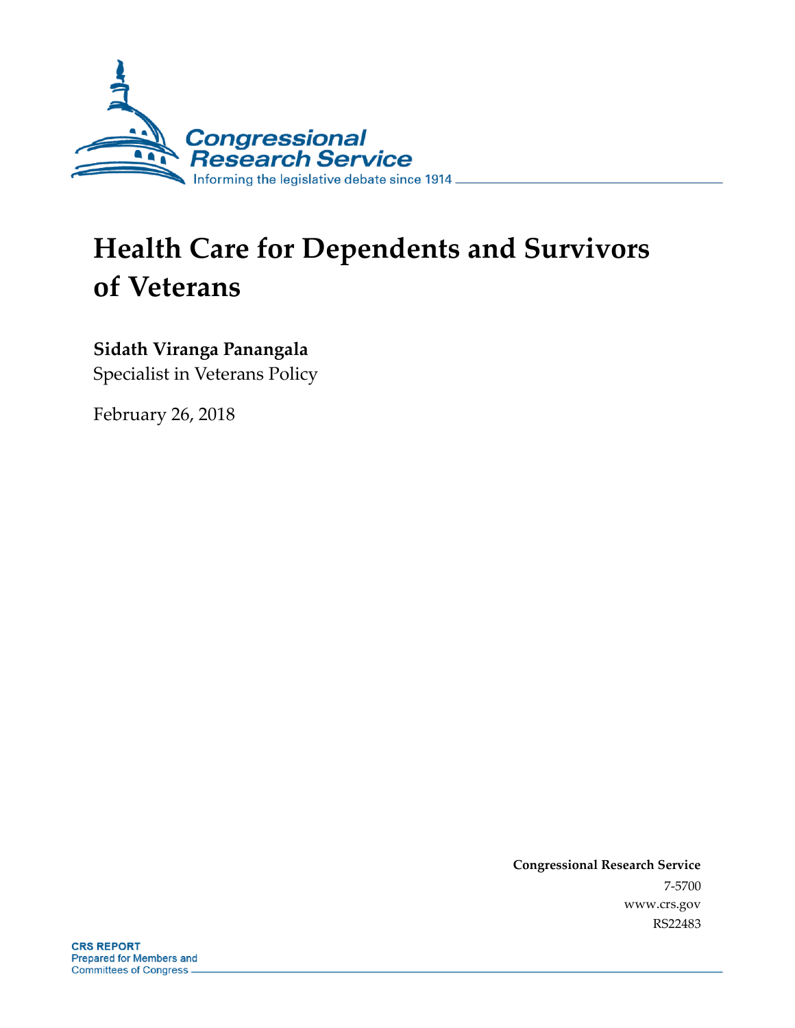Congressional Research Service

Informing the legislative debate since 1914

# Health Care for Dependents and Survivors of Veterans

**Sidath Viranga Panangala**

Specialist in Veterans Policy

February 26, 2018

**Congressional Research Service**

7-5700

www.crs.gov

RS22483

**CRS REPORT**

Prepared for Members and Committees of Congress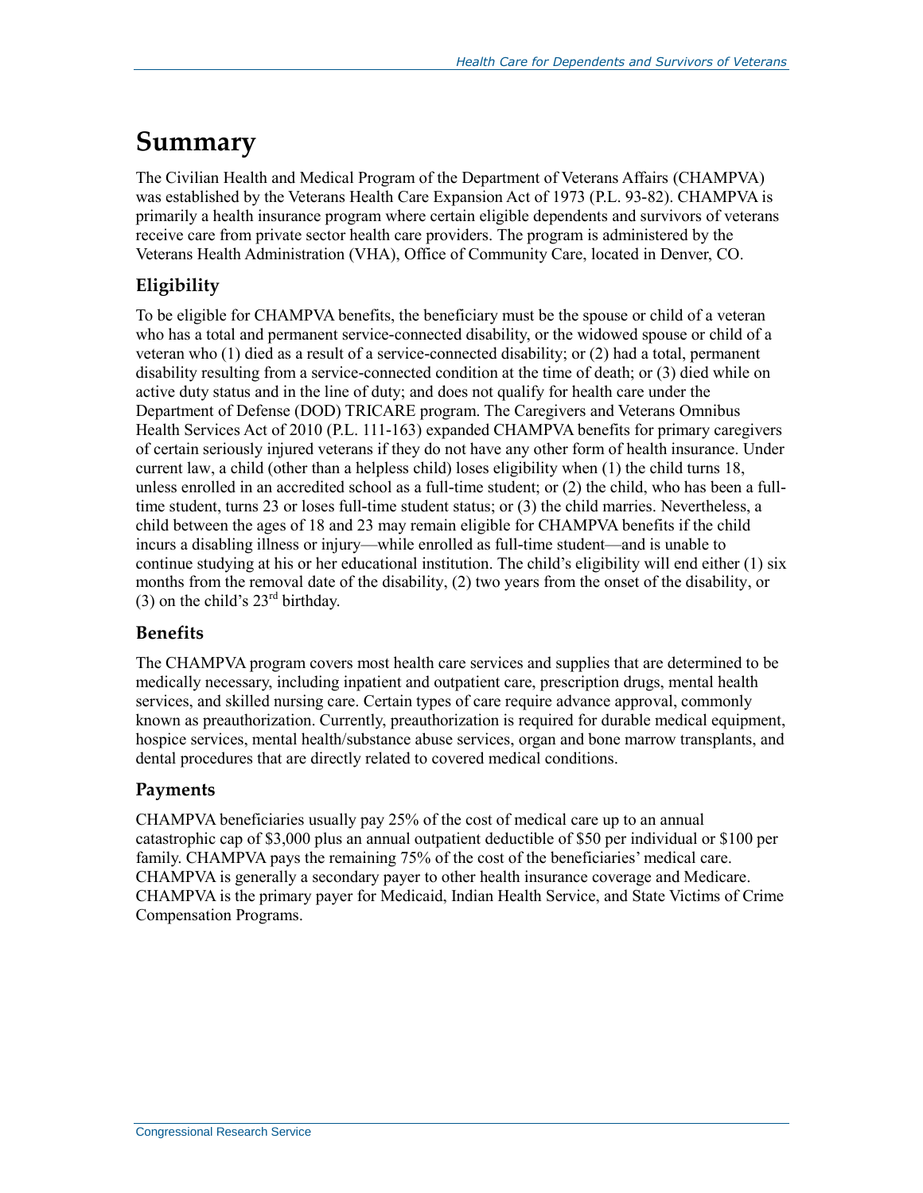# Summary

The Civilian Health and Medical Program of the Department of Veterans Affairs (CHAMPVA) was established by the Veterans Health Care Expansion Act of 1973 (P.L. 93-82). CHAMPVA is primarily a health insurance program where certain eligible dependents and survivors of veterans receive care from private sector health care providers. The program is administered by the Veterans Health Administration (VHA), Office of Community Care, located in Denver, CO.

## Eligibility

To be eligible for CHAMPVA benefits, the beneficiary must be the spouse or child of a veteran who has a total and permanent service-connected disability, or the widowed spouse or child of a veteran who (1) died as a result of a service-connected disability; or (2) had a total, permanent disability resulting from a service-connected condition at the time of death; or (3) died while on active duty status and in the line of duty; and does not qualify for health care under the Department of Defense (DOD) TRICARE program. The Caregivers and Veterans Omnibus Health Services Act of 2010 (P.L. 111-163) expanded CHAMPVA benefits for primary caregivers of certain seriously injured veterans if they do not have any other form of health insurance. Under current law, a child (other than a helpless child) loses eligibility when (1) the child turns 18, unless enrolled in an accredited school as a full-time student; or (2) the child, who has been a full-time student, turns 23 or loses full-time student status; or (3) the child marries. Nevertheless, a child between the ages of 18 and 23 may remain eligible for CHAMPVA benefits if the child incurs a disabling illness or injury—while enrolled as full-time student—and is unable to continue studying at his or her educational institution. The child's eligibility will end either (1) six months from the removal date of the disability, (2) two years from the onset of the disability, or (3) on the child's 23rd birthday.

## Benefits

The CHAMPVA program covers most health care services and supplies that are determined to be medically necessary, including inpatient and outpatient care, prescription drugs, mental health services, and skilled nursing care. Certain types of care require advance approval, commonly known as preauthorization. Currently, preauthorization is required for durable medical equipment, hospice services, mental health/substance abuse services, organ and bone marrow transplants, and dental procedures that are directly related to covered medical conditions.

## Payments

CHAMPVA beneficiaries usually pay 25% of the cost of medical care up to an annual catastrophic cap of $3,000 plus an annual outpatient deductible of $50 per individual or $100 per family. CHAMPVA pays the remaining 75% of the cost of the beneficiaries' medical care. CHAMPVA is generally a secondary payer to other health insurance coverage and Medicare. CHAMPVA is the primary payer for Medicaid, Indian Health Service, and State Victims of Crime Compensation Programs.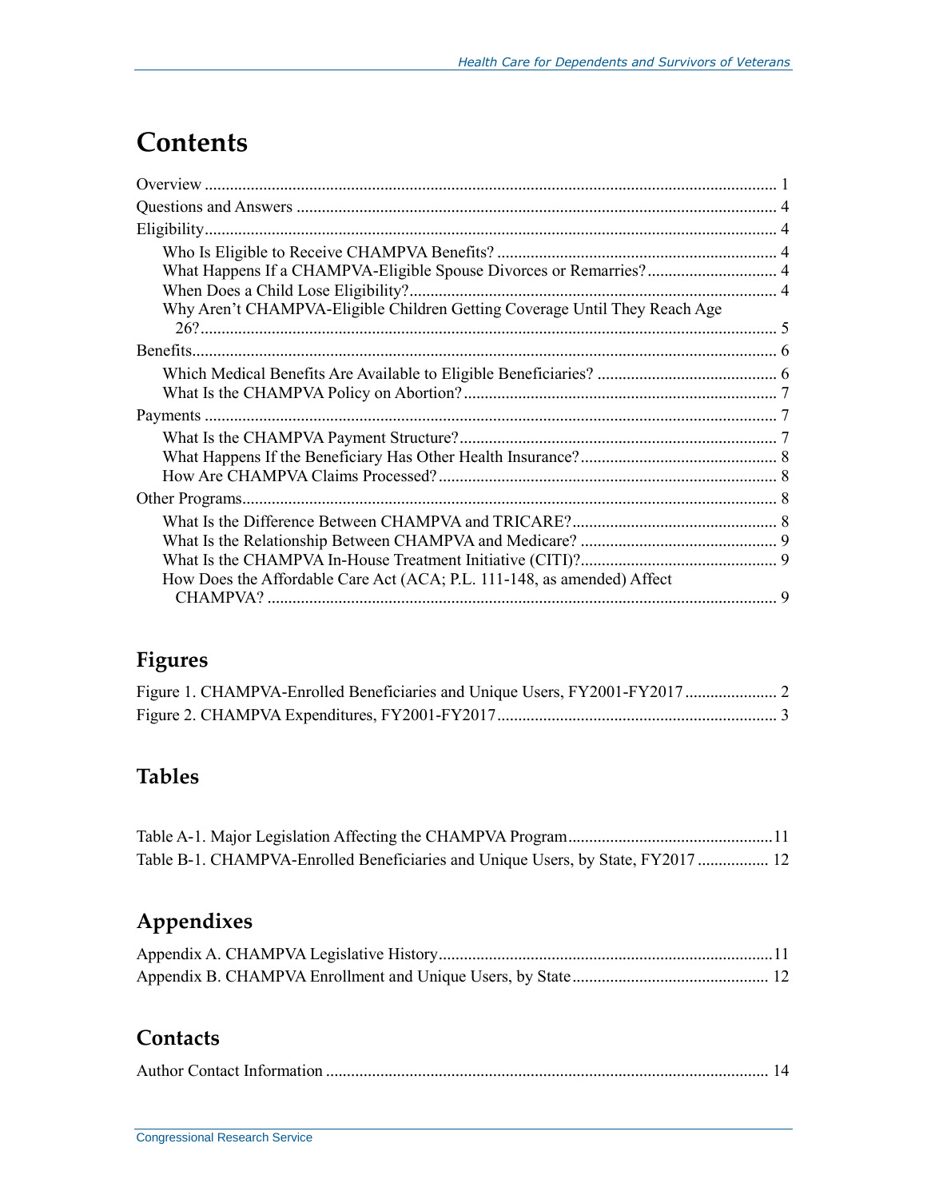# Contents

Overview ..... 1

Questions and Answers ..... 4

Eligibility ..... 4

- Who Is Eligible to Receive CHAMPVA Benefits? ..... 4
- What Happens If a CHAMPVA-Eligible Spouse Divorces or Remarries? ..... 4
- When Does a Child Lose Eligibility? ..... 4
- Why Aren't CHAMPVA-Eligible Children Getting Coverage Until They Reach Age 26? ..... 5

Benefits ..... 6

- Which Medical Benefits Are Available to Eligible Beneficiaries? ..... 6
- What Is the CHAMPVA Policy on Abortion? ..... 7

Payments ..... 7

- What Is the CHAMPVA Payment Structure? ..... 7
- What Happens If the Beneficiary Has Other Health Insurance? ..... 8
- How Are CHAMPVA Claims Processed? ..... 8

Other Programs ..... 8

- What Is the Difference Between CHAMPVA and TRICARE? ..... 8
- What Is the Relationship Between CHAMPVA and Medicare? ..... 9
- What Is the CHAMPVA In-House Treatment Initiative (CITI)? ..... 9
- How Does the Affordable Care Act (ACA; P.L. 111-148, as amended) Affect CHAMPVA? ..... 9

## Figures

Figure 1. CHAMPVA-Enrolled Beneficiaries and Unique Users, FY2001-FY2017 ..... 2

Figure 2. CHAMPVA Expenditures, FY2001-FY2017 ..... 3

## Tables

Table A-1. Major Legislation Affecting the CHAMPVA Program ..... 11

Table B-1. CHAMPVA-Enrolled Beneficiaries and Unique Users, by State, FY2017 ..... 12

## Appendixes

Appendix A. CHAMPVA Legislative History ..... 11

Appendix B. CHAMPVA Enrollment and Unique Users, by State ..... 12

## Contacts

Author Contact Information ..... 14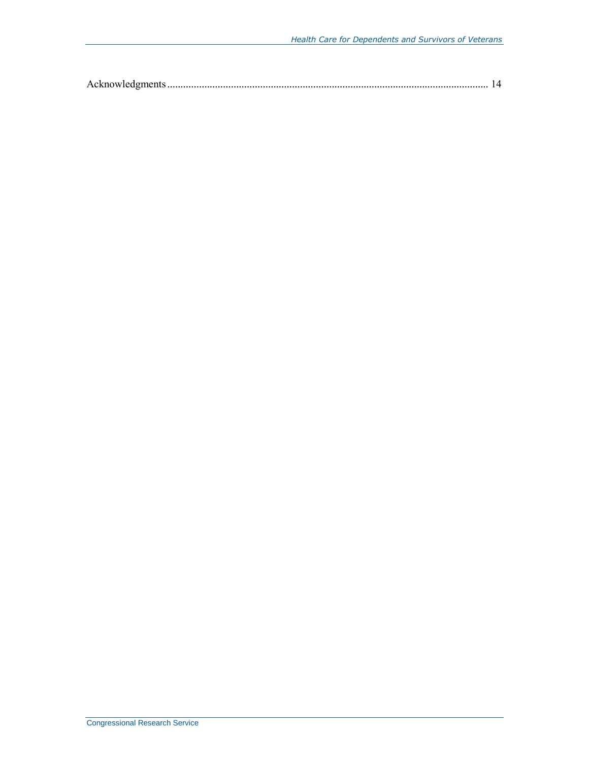Acknowledgments ........................................................................................................................ 14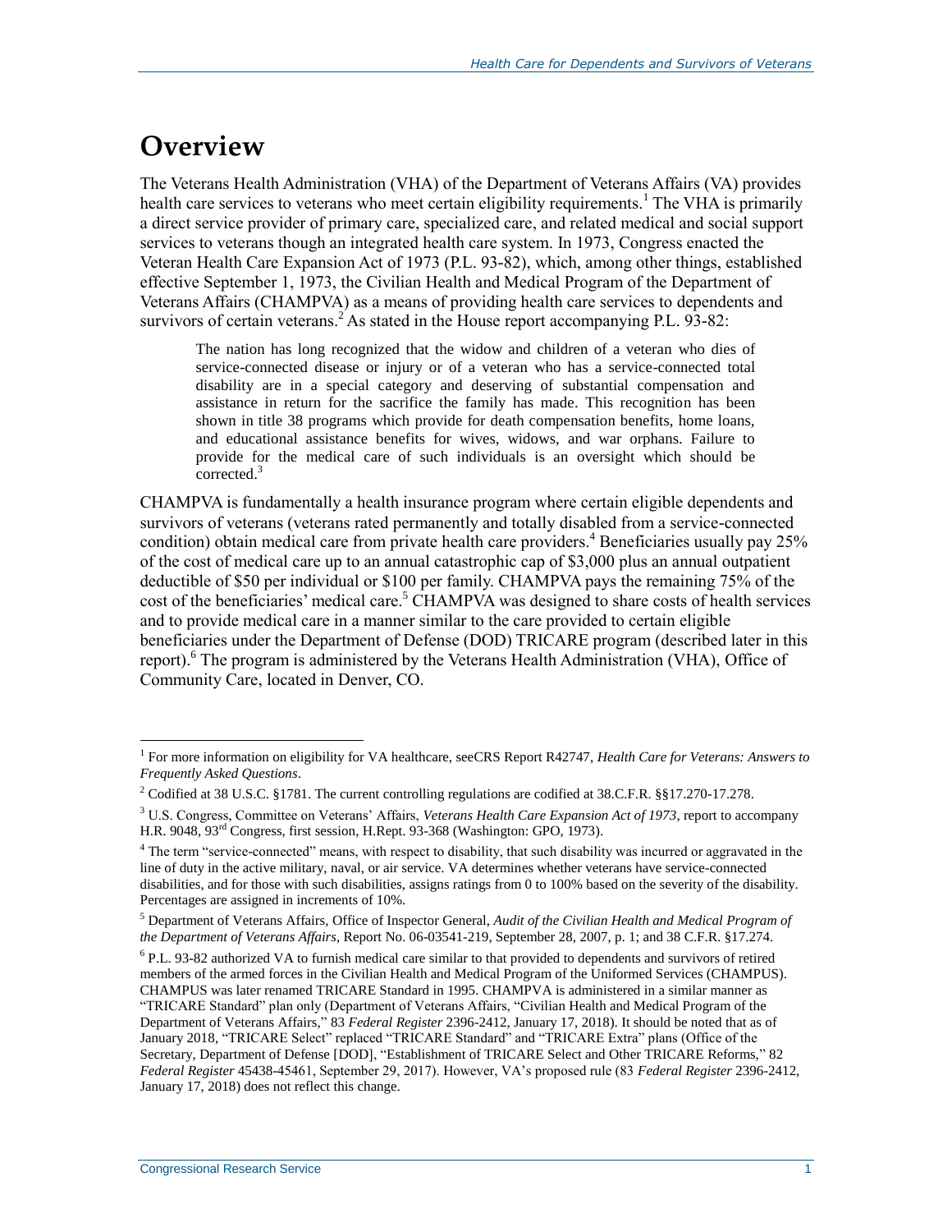# Overview

The Veterans Health Administration (VHA) of the Department of Veterans Affairs (VA) provides health care services to veterans who meet certain eligibility requirements.[1] The VHA is primarily a direct service provider of primary care, specialized care, and related medical and social support services to veterans though an integrated health care system. In 1973, Congress enacted the Veteran Health Care Expansion Act of 1973 (P.L. 93-82), which, among other things, established effective September 1, 1973, the Civilian Health and Medical Program of the Department of Veterans Affairs (CHAMPVA) as a means of providing health care services to dependents and survivors of certain veterans.[2] As stated in the House report accompanying P.L. 93-82:

> The nation has long recognized that the widow and children of a veteran who dies of service-connected disease or injury or of a veteran who has a service-connected total disability are in a special category and deserving of substantial compensation and assistance in return for the sacrifice the family has made. This recognition has been shown in title 38 programs which provide for death compensation benefits, home loans, and educational assistance benefits for wives, widows, and war orphans. Failure to provide for the medical care of such individuals is an oversight which should be corrected.[3]

CHAMPVA is fundamentally a health insurance program where certain eligible dependents and survivors of veterans (veterans rated permanently and totally disabled from a service-connected condition) obtain medical care from private health care providers.[4] Beneficiaries usually pay 25% of the cost of medical care up to an annual catastrophic cap of $3,000 plus an annual outpatient deductible of $50 per individual or $100 per family. CHAMPVA pays the remaining 75% of the cost of the beneficiaries' medical care.[5] CHAMPVA was designed to share costs of health services and to provide medical care in a manner similar to the care provided to certain eligible beneficiaries under the Department of Defense (DOD) TRICARE program (described later in this report).[6] The program is administered by the Veterans Health Administration (VHA), Office of Community Care, located in Denver, CO.

---

[1] For more information on eligibility for VA healthcare, seeCRS Report R42747, *Health Care for Veterans: Answers to Frequently Asked Questions*.

[2] Codified at 38 U.S.C. §1781. The current controlling regulations are codified at 38.C.F.R. §§17.270-17.278.

[3] U.S. Congress, Committee on Veterans' Affairs, *Veterans Health Care Expansion Act of 1973*, report to accompany H.R. 9048, 93rd Congress, first session, H.Rept. 93-368 (Washington: GPO, 1973).

[4] The term "service-connected" means, with respect to disability, that such disability was incurred or aggravated in the line of duty in the active military, naval, or air service. VA determines whether veterans have service-connected disabilities, and for those with such disabilities, assigns ratings from 0 to 100% based on the severity of the disability. Percentages are assigned in increments of 10%.

[5] Department of Veterans Affairs, Office of Inspector General, *Audit of the Civilian Health and Medical Program of the Department of Veterans Affairs*, Report No. 06-03541-219, September 28, 2007, p. 1; and 38 C.F.R. §17.274.

[6] P.L. 93-82 authorized VA to furnish medical care similar to that provided to dependents and survivors of retired members of the armed forces in the Civilian Health and Medical Program of the Uniformed Services (CHAMPUS). CHAMPUS was later renamed TRICARE Standard in 1995. CHAMPVA is administered in a similar manner as "TRICARE Standard" plan only (Department of Veterans Affairs, "Civilian Health and Medical Program of the Department of Veterans Affairs," 83 *Federal Register* 2396-2412, January 17, 2018). It should be noted that as of January 2018, "TRICARE Select" replaced "TRICARE Standard" and "TRICARE Extra" plans (Office of the Secretary, Department of Defense [DOD], "Establishment of TRICARE Select and Other TRICARE Reforms," 82 *Federal Register* 45438-45461, September 29, 2017). However, VA's proposed rule (83 *Federal Register* 2396-2412, January 17, 2018) does not reflect this change.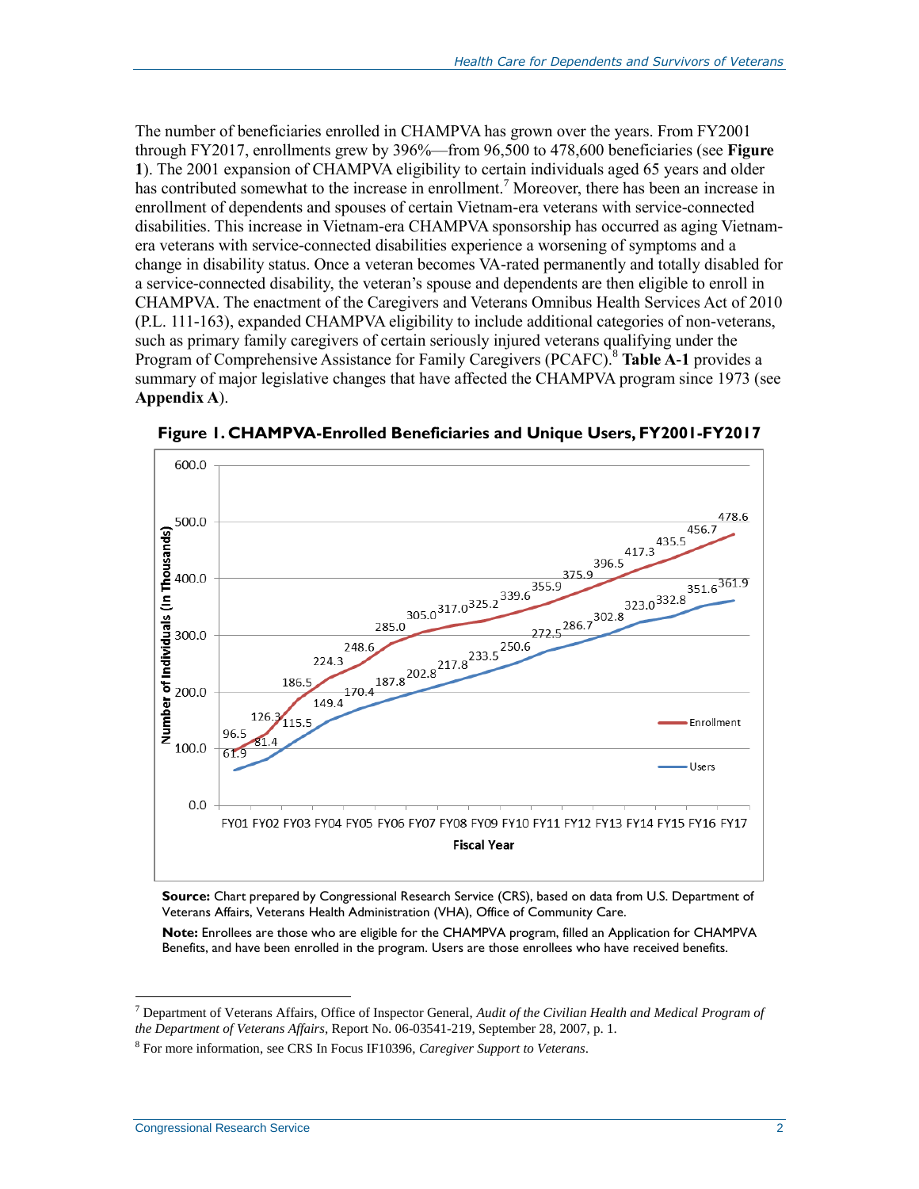The number of beneficiaries enrolled in CHAMPVA has grown over the years. From FY2001 through FY2017, enrollments grew by 396%—from 96,500 to 478,600 beneficiaries (see **Figure 1**). The 2001 expansion of CHAMPVA eligibility to certain individuals aged 65 years and older has contributed somewhat to the increase in enrollment.[7] Moreover, there has been an increase in enrollment of dependents and spouses of certain Vietnam-era veterans with service-connected disabilities. This increase in Vietnam-era CHAMPVA sponsorship has occurred as aging Vietnam-era veterans with service-connected disabilities experience a worsening of symptoms and a change in disability status. Once a veteran becomes VA-rated permanently and totally disabled for a service-connected disability, the veteran's spouse and dependents are then eligible to enroll in CHAMPVA. The enactment of the Caregivers and Veterans Omnibus Health Services Act of 2010 (P.L. 111-163), expanded CHAMPVA eligibility to include additional categories of non-veterans, such as primary family caregivers of certain seriously injured veterans qualifying under the Program of Comprehensive Assistance for Family Caregivers (PCAFC).[8] **Table A-1** provides a summary of major legislative changes that have affected the CHAMPVA program since 1973 (see **Appendix A**).

**Figure 1. CHAMPVA-Enrolled Beneficiaries and Unique Users, FY2001-FY2017**

| Fiscal Year | Enrollment (In Thousands) | Users (In Thousands) |
|---|---|---|
| FY01 | 96.5 | 61.9 |
| FY02 | 126.3 | 81.4 |
| FY03 | 186.5 | 115.5 |
| FY04 | 224.3 | 149.4 |
| FY05 | 248.6 | 170.4 |
| FY06 | 285.0 | 187.8 |
| FY07 | 305.0 | 202.8 |
| FY08 | 317.0 | 217.8 |
| FY09 | 325.2 | 233.5 |
| FY10 | 339.6 | 250.6 |
| FY11 | 355.9 | 272.5 |
| FY12 | 375.9 | 286.7 |
| FY13 | 396.5 | 302.8 |
| FY14 | 417.3 | 323.0 |
| FY15 | 435.5 | 332.8 |
| FY16 | 456.7 | 351.6 |
| FY17 | 478.6 | 361.9 |

**Source:** Chart prepared by Congressional Research Service (CRS), based on data from U.S. Department of Veterans Affairs, Veterans Health Administration (VHA), Office of Community Care.

**Note:** Enrollees are those who are eligible for the CHAMPVA program, filled an Application for CHAMPVA Benefits, and have been enrolled in the program. Users are those enrollees who have received benefits.

---

[7] Department of Veterans Affairs, Office of Inspector General, *Audit of the Civilian Health and Medical Program of the Department of Veterans Affairs*, Report No. 06-03541-219, September 28, 2007, p. 1.

[8] For more information, see CRS In Focus IF10396, *Caregiver Support to Veterans*.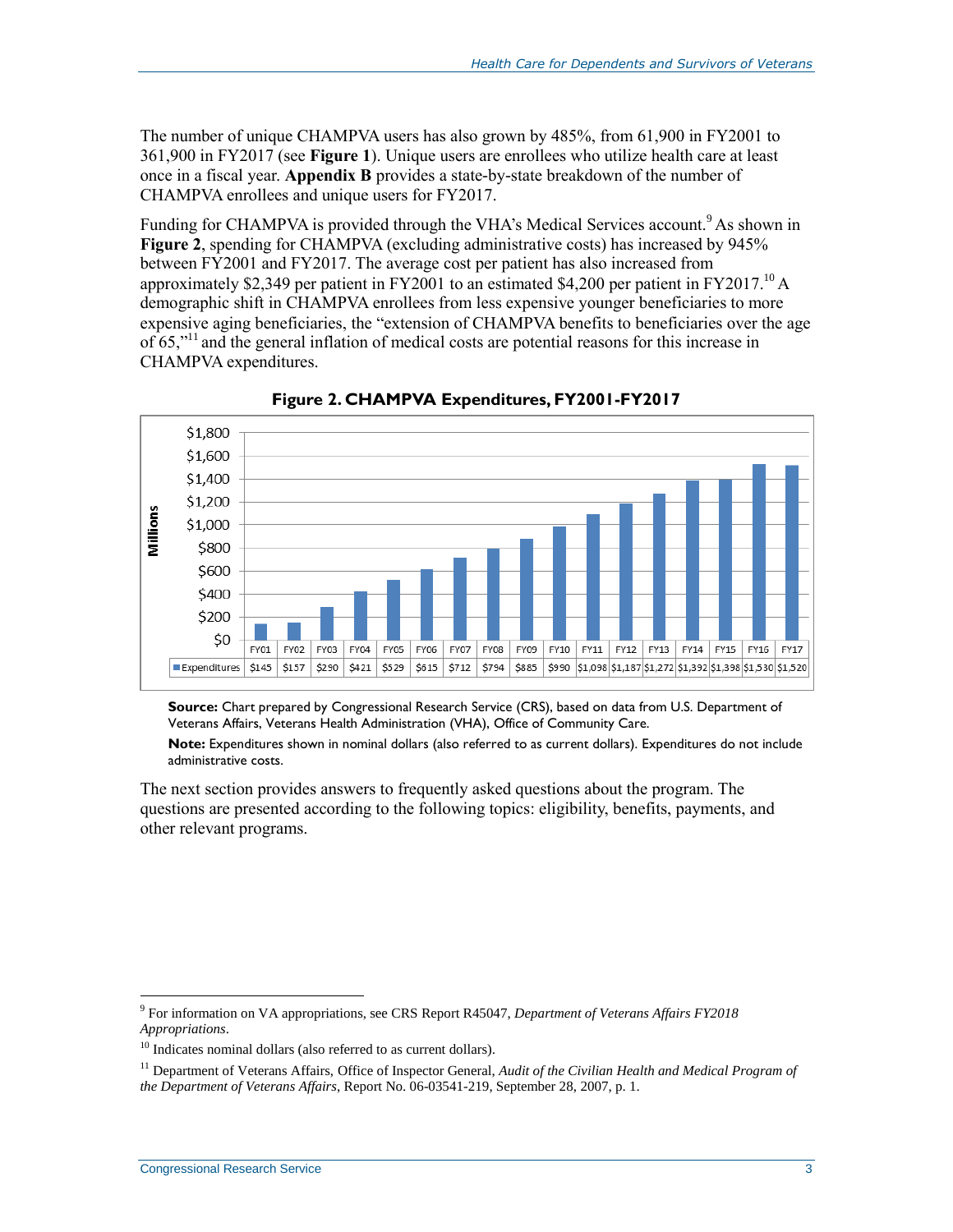The number of unique CHAMPVA users has also grown by 485%, from 61,900 in FY2001 to 361,900 in FY2017 (see **Figure 1**). Unique users are enrollees who utilize health care at least once in a fiscal year. **Appendix B** provides a state-by-state breakdown of the number of CHAMPVA enrollees and unique users for FY2017.

Funding for CHAMPVA is provided through the VHA's Medical Services account.[9] As shown in **Figure 2**, spending for CHAMPVA (excluding administrative costs) has increased by 945% between FY2001 and FY2017. The average cost per patient has also increased from approximately $2,349 per patient in FY2001 to an estimated $4,200 per patient in FY2017.[10] A demographic shift in CHAMPVA enrollees from less expensive younger beneficiaries to more expensive aging beneficiaries, the "extension of CHAMPVA benefits to beneficiaries over the age of 65,"[11] and the general inflation of medical costs are potential reasons for this increase in CHAMPVA expenditures.

**Figure 2. CHAMPVA Expenditures, FY2001-FY2017**

| | FY01 | FY02 | FY03 | FY04 | FY05 | FY06 | FY07 | FY08 | FY09 | FY10 | FY11 | FY12 | FY13 | FY14 | FY15 | FY16 | FY17 |
|---|---|---|---|---|---|---|---|---|---|---|---|---|---|---|---|---|---|
| Expenditures (Millions) | $145 | $157 | $290 | $421 | $529 | $615 | $712 | $794 | $885 | $990 | $1,098 | $1,187 | $1,272 | $1,392 | $1,398 | $1,530 | $1,520 |

**Source:** Chart prepared by Congressional Research Service (CRS), based on data from U.S. Department of Veterans Affairs, Veterans Health Administration (VHA), Office of Community Care.

**Note:** Expenditures shown in nominal dollars (also referred to as current dollars). Expenditures do not include administrative costs.

The next section provides answers to frequently asked questions about the program. The questions are presented according to the following topics: eligibility, benefits, payments, and other relevant programs.

---

[9] For information on VA appropriations, see CRS Report R45047, *Department of Veterans Affairs FY2018 Appropriations*.

[10] Indicates nominal dollars (also referred to as current dollars).

[11] Department of Veterans Affairs, Office of Inspector General, *Audit of the Civilian Health and Medical Program of the Department of Veterans Affairs*, Report No. 06-03541-219, September 28, 2007, p. 1.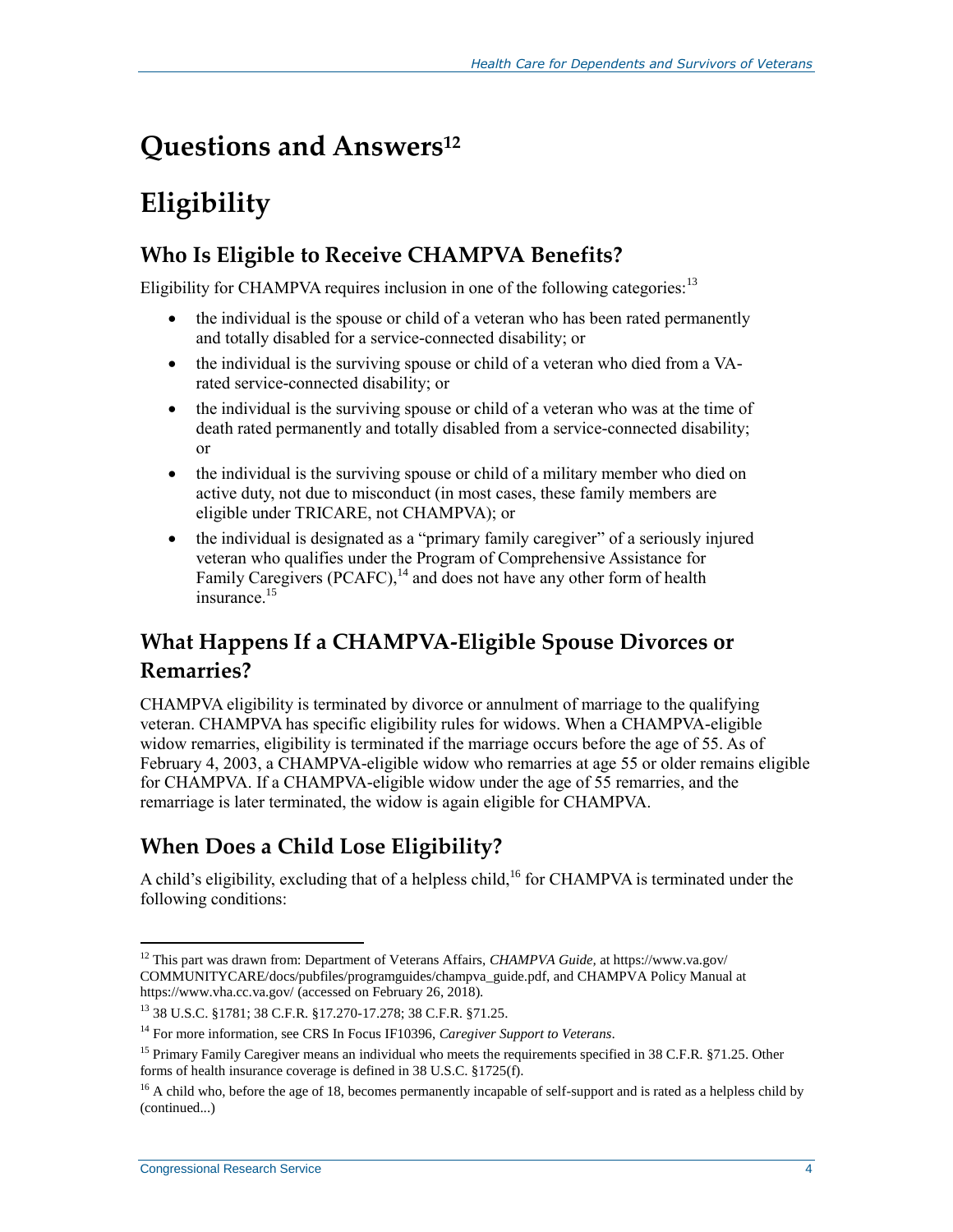# Questions and Answers[12]

# Eligibility

## Who Is Eligible to Receive CHAMPVA Benefits?

Eligibility for CHAMPVA requires inclusion in one of the following categories:[13]

- the individual is the spouse or child of a veteran who has been rated permanently and totally disabled for a service-connected disability; or
- the individual is the surviving spouse or child of a veteran who died from a VA-rated service-connected disability; or
- the individual is the surviving spouse or child of a veteran who was at the time of death rated permanently and totally disabled from a service-connected disability; or
- the individual is the surviving spouse or child of a military member who died on active duty, not due to misconduct (in most cases, these family members are eligible under TRICARE, not CHAMPVA); or
- the individual is designated as a "primary family caregiver" of a seriously injured veteran who qualifies under the Program of Comprehensive Assistance for Family Caregivers (PCAFC),[14] and does not have any other form of health insurance.[15]

## What Happens If a CHAMPVA-Eligible Spouse Divorces or Remarries?

CHAMPVA eligibility is terminated by divorce or annulment of marriage to the qualifying veteran. CHAMPVA has specific eligibility rules for widows. When a CHAMPVA-eligible widow remarries, eligibility is terminated if the marriage occurs before the age of 55. As of February 4, 2003, a CHAMPVA-eligible widow who remarries at age 55 or older remains eligible for CHAMPVA. If a CHAMPVA-eligible widow under the age of 55 remarries, and the remarriage is later terminated, the widow is again eligible for CHAMPVA.

## When Does a Child Lose Eligibility?

A child's eligibility, excluding that of a helpless child,[16] for CHAMPVA is terminated under the following conditions:

---

[12] This part was drawn from: Department of Veterans Affairs, *CHAMPVA Guide,* at https://www.va.gov/COMMUNITYCARE/docs/pubfiles/programguides/champva_guide.pdf, and CHAMPVA Policy Manual at https://www.vha.cc.va.gov/ (accessed on February 26, 2018).

[13] 38 U.S.C. §1781; 38 C.F.R. §17.270-17.278; 38 C.F.R. §71.25.

[14] For more information, see CRS In Focus IF10396, *Caregiver Support to Veterans*.

[15] Primary Family Caregiver means an individual who meets the requirements specified in 38 C.F.R. §71.25. Other forms of health insurance coverage is defined in 38 U.S.C. §1725(f).

[16] A child who, before the age of 18, becomes permanently incapable of self-support and is rated as a helpless child by (continued...)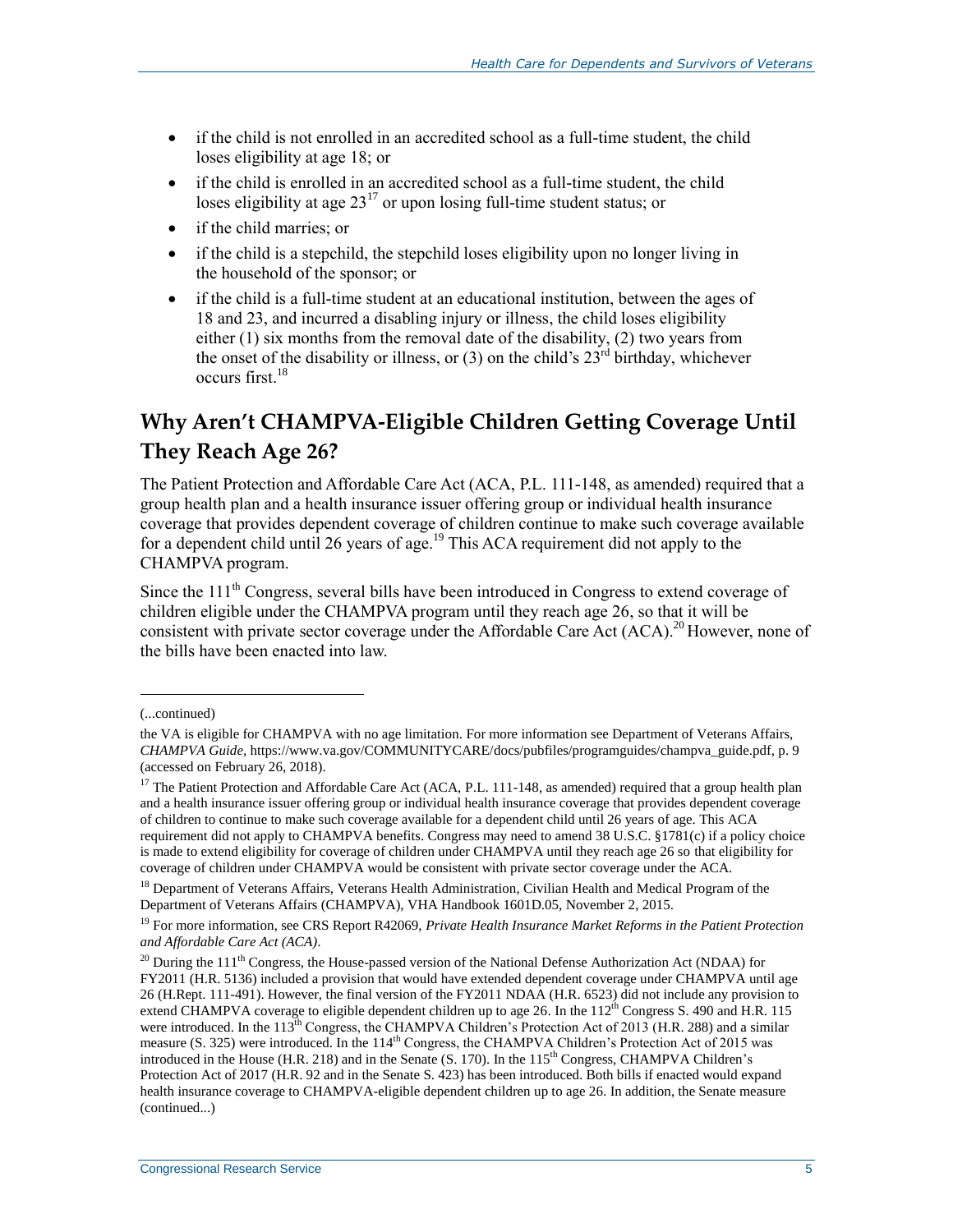- if the child is not enrolled in an accredited school as a full-time student, the child loses eligibility at age 18; or
- if the child is enrolled in an accredited school as a full-time student, the child loses eligibility at age 23[17] or upon losing full-time student status; or
- if the child marries; or
- if the child is a stepchild, the stepchild loses eligibility upon no longer living in the household of the sponsor; or
- if the child is a full-time student at an educational institution, between the ages of 18 and 23, and incurred a disabling injury or illness, the child loses eligibility either (1) six months from the removal date of the disability, (2) two years from the onset of the disability or illness, or (3) on the child's 23rd birthday, whichever occurs first.[18]

## Why Aren't CHAMPVA-Eligible Children Getting Coverage Until They Reach Age 26?

The Patient Protection and Affordable Care Act (ACA, P.L. 111-148, as amended) required that a group health plan and a health insurance issuer offering group or individual health insurance coverage that provides dependent coverage of children continue to make such coverage available for a dependent child until 26 years of age.[19] This ACA requirement did not apply to the CHAMPVA program.

Since the 111th Congress, several bills have been introduced in Congress to extend coverage of children eligible under the CHAMPVA program until they reach age 26, so that it will be consistent with private sector coverage under the Affordable Care Act (ACA).[20] However, none of the bills have been enacted into law.

---

(...continued)

the VA is eligible for CHAMPVA with no age limitation. For more information see Department of Veterans Affairs, *CHAMPVA Guide*, https://www.va.gov/COMMUNITYCARE/docs/pubfiles/programguides/champva_guide.pdf, p. 9 (accessed on February 26, 2018).

[17] The Patient Protection and Affordable Care Act (ACA, P.L. 111-148, as amended) required that a group health plan and a health insurance issuer offering group or individual health insurance coverage that provides dependent coverage of children to continue to make such coverage available for a dependent child until 26 years of age. This ACA requirement did not apply to CHAMPVA benefits. Congress may need to amend 38 U.S.C. §1781(c) if a policy choice is made to extend eligibility for coverage of children under CHAMPVA until they reach age 26 so that eligibility for coverage of children under CHAMPVA would be consistent with private sector coverage under the ACA.

[18] Department of Veterans Affairs, Veterans Health Administration, Civilian Health and Medical Program of the Department of Veterans Affairs (CHAMPVA), VHA Handbook 1601D.05, November 2, 2015.

[19] For more information, see CRS Report R42069, *Private Health Insurance Market Reforms in the Patient Protection and Affordable Care Act (ACA)*.

[20] During the 111th Congress, the House-passed version of the National Defense Authorization Act (NDAA) for FY2011 (H.R. 5136) included a provision that would have extended dependent coverage under CHAMPVA until age 26 (H.Rept. 111-491). However, the final version of the FY2011 NDAA (H.R. 6523) did not include any provision to extend CHAMPVA coverage to eligible dependent children up to age 26. In the 112th Congress S. 490 and H.R. 115 were introduced. In the 113th Congress, the CHAMPVA Children's Protection Act of 2013 (H.R. 288) and a similar measure (S. 325) were introduced. In the 114th Congress, the CHAMPVA Children's Protection Act of 2015 was introduced in the House (H.R. 218) and in the Senate (S. 170). In the 115th Congress, CHAMPVA Children's Protection Act of 2017 (H.R. 92 and in the Senate S. 423) has been introduced. Both bills if enacted would expand health insurance coverage to CHAMPVA-eligible dependent children up to age 26. In addition, the Senate measure (continued...)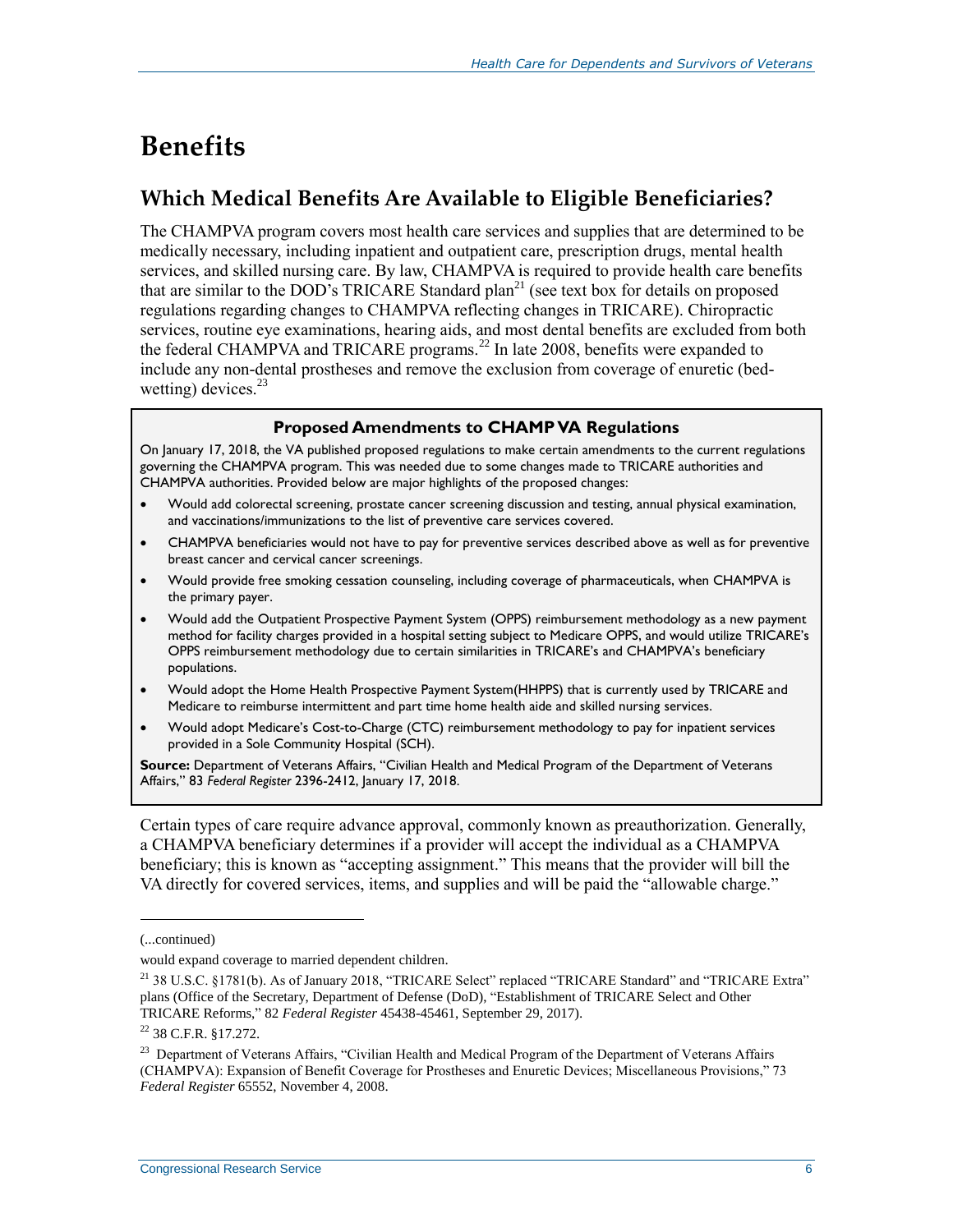# Benefits

## Which Medical Benefits Are Available to Eligible Beneficiaries?

The CHAMPVA program covers most health care services and supplies that are determined to be medically necessary, including inpatient and outpatient care, prescription drugs, mental health services, and skilled nursing care. By law, CHAMPVA is required to provide health care benefits that are similar to the DOD's TRICARE Standard plan[21] (see text box for details on proposed regulations regarding changes to CHAMPVA reflecting changes in TRICARE). Chiropractic services, routine eye examinations, hearing aids, and most dental benefits are excluded from both the federal CHAMPVA and TRICARE programs.[22] In late 2008, benefits were expanded to include any non-dental prostheses and remove the exclusion from coverage of enuretic (bed-wetting) devices.[23]

> **Proposed Amendments to CHAMPVA Regulations**
>
> On January 17, 2018, the VA published proposed regulations to make certain amendments to the current regulations governing the CHAMPVA program. This was needed due to some changes made to TRICARE authorities and CHAMPVA authorities. Provided below are major highlights of the proposed changes:
>
> - Would add colorectal screening, prostate cancer screening discussion and testing, annual physical examination, and vaccinations/immunizations to the list of preventive care services covered.
> - CHAMPVA beneficiaries would not have to pay for preventive services described above as well as for preventive breast cancer and cervical cancer screenings.
> - Would provide free smoking cessation counseling, including coverage of pharmaceuticals, when CHAMPVA is the primary payer.
> - Would add the Outpatient Prospective Payment System (OPPS) reimbursement methodology as a new payment method for facility charges provided in a hospital setting subject to Medicare OPPS, and would utilize TRICARE's OPPS reimbursement methodology due to certain similarities in TRICARE's and CHAMPVA's beneficiary populations.
> - Would adopt the Home Health Prospective Payment System(HHPPS) that is currently used by TRICARE and Medicare to reimburse intermittent and part time home health aide and skilled nursing services.
> - Would adopt Medicare's Cost-to-Charge (CTC) reimbursement methodology to pay for inpatient services provided in a Sole Community Hospital (SCH).
>
> **Source:** Department of Veterans Affairs, "Civilian Health and Medical Program of the Department of Veterans Affairs," 83 *Federal Register* 2396-2412, January 17, 2018.

Certain types of care require advance approval, commonly known as preauthorization. Generally, a CHAMPVA beneficiary determines if a provider will accept the individual as a CHAMPVA beneficiary; this is known as "accepting assignment." This means that the provider will bill the VA directly for covered services, items, and supplies and will be paid the "allowable charge."

---

(...continued)

would expand coverage to married dependent children.

[21] 38 U.S.C. §1781(b). As of January 2018, "TRICARE Select" replaced "TRICARE Standard" and "TRICARE Extra" plans (Office of the Secretary, Department of Defense (DoD), "Establishment of TRICARE Select and Other TRICARE Reforms," 82 *Federal Register* 45438-45461, September 29, 2017).

[22] 38 C.F.R. §17.272.

[23] Department of Veterans Affairs, "Civilian Health and Medical Program of the Department of Veterans Affairs (CHAMPVA): Expansion of Benefit Coverage for Prostheses and Enuretic Devices; Miscellaneous Provisions," 73 *Federal Register* 65552, November 4, 2008.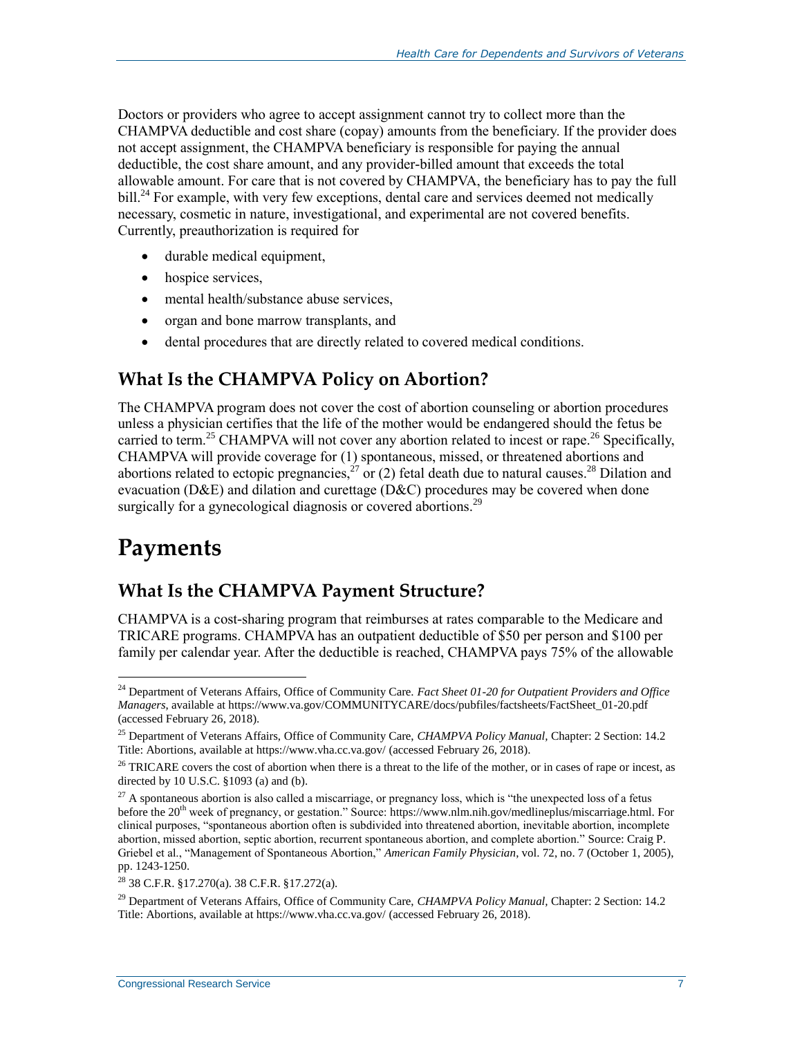Doctors or providers who agree to accept assignment cannot try to collect more than the CHAMPVA deductible and cost share (copay) amounts from the beneficiary. If the provider does not accept assignment, the CHAMPVA beneficiary is responsible for paying the annual deductible, the cost share amount, and any provider-billed amount that exceeds the total allowable amount. For care that is not covered by CHAMPVA, the beneficiary has to pay the full bill.[24] For example, with very few exceptions, dental care and services deemed not medically necessary, cosmetic in nature, investigational, and experimental are not covered benefits. Currently, preauthorization is required for

- durable medical equipment,
- hospice services,
- mental health/substance abuse services,
- organ and bone marrow transplants, and
- dental procedures that are directly related to covered medical conditions.

## What Is the CHAMPVA Policy on Abortion?

The CHAMPVA program does not cover the cost of abortion counseling or abortion procedures unless a physician certifies that the life of the mother would be endangered should the fetus be carried to term.[25] CHAMPVA will not cover any abortion related to incest or rape.[26] Specifically, CHAMPVA will provide coverage for (1) spontaneous, missed, or threatened abortions and abortions related to ectopic pregnancies,[27] or (2) fetal death due to natural causes.[28] Dilation and evacuation (D&E) and dilation and curettage (D&C) procedures may be covered when done surgically for a gynecological diagnosis or covered abortions.[29]

# Payments

## What Is the CHAMPVA Payment Structure?

CHAMPVA is a cost-sharing program that reimburses at rates comparable to the Medicare and TRICARE programs. CHAMPVA has an outpatient deductible of $50 per person and $100 per family per calendar year. After the deductible is reached, CHAMPVA pays 75% of the allowable

---

[24] Department of Veterans Affairs, Office of Community Care. *Fact Sheet 01-20 for Outpatient Providers and Office Managers*, available at https://www.va.gov/COMMUNITYCARE/docs/pubfiles/factsheets/FactSheet_01-20.pdf (accessed February 26, 2018).

[25] Department of Veterans Affairs, Office of Community Care, *CHAMPVA Policy Manual*, Chapter: 2 Section: 14.2 Title: Abortions, available at https://www.vha.cc.va.gov/ (accessed February 26, 2018).

[26] TRICARE covers the cost of abortion when there is a threat to the life of the mother, or in cases of rape or incest, as directed by 10 U.S.C. §1093 (a) and (b).

[27] A spontaneous abortion is also called a miscarriage, or pregnancy loss, which is "the unexpected loss of a fetus before the 20th week of pregnancy, or gestation." Source: https://www.nlm.nih.gov/medlineplus/miscarriage.html. For clinical purposes, "spontaneous abortion often is subdivided into threatened abortion, inevitable abortion, incomplete abortion, missed abortion, septic abortion, recurrent spontaneous abortion, and complete abortion." Source: Craig P. Griebel et al., "Management of Spontaneous Abortion," *American Family Physician*, vol. 72, no. 7 (October 1, 2005), pp. 1243-1250.

[28] 38 C.F.R. §17.270(a). 38 C.F.R. §17.272(a).

[29] Department of Veterans Affairs, Office of Community Care, *CHAMPVA Policy Manual*, Chapter: 2 Section: 14.2 Title: Abortions, available at https://www.vha.cc.va.gov/ (accessed February 26, 2018).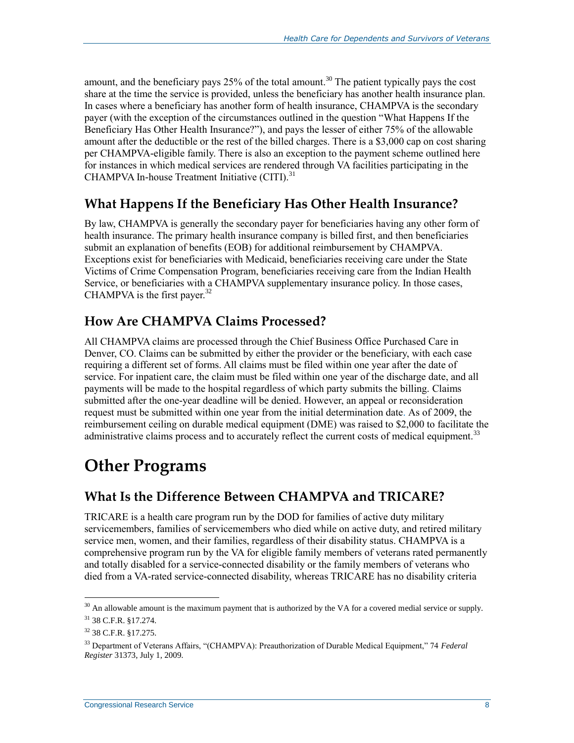amount, and the beneficiary pays 25% of the total amount.[30] The patient typically pays the cost share at the time the service is provided, unless the beneficiary has another health insurance plan. In cases where a beneficiary has another form of health insurance, CHAMPVA is the secondary payer (with the exception of the circumstances outlined in the question "What Happens If the Beneficiary Has Other Health Insurance?"), and pays the lesser of either 75% of the allowable amount after the deductible or the rest of the billed charges. There is a $3,000 cap on cost sharing per CHAMPVA-eligible family. There is also an exception to the payment scheme outlined here for instances in which medical services are rendered through VA facilities participating in the CHAMPVA In-house Treatment Initiative (CITI).[31]

## What Happens If the Beneficiary Has Other Health Insurance?

By law, CHAMPVA is generally the secondary payer for beneficiaries having any other form of health insurance. The primary health insurance company is billed first, and then beneficiaries submit an explanation of benefits (EOB) for additional reimbursement by CHAMPVA. Exceptions exist for beneficiaries with Medicaid, beneficiaries receiving care under the State Victims of Crime Compensation Program, beneficiaries receiving care from the Indian Health Service, or beneficiaries with a CHAMPVA supplementary insurance policy. In those cases, CHAMPVA is the first payer.[32]

## How Are CHAMPVA Claims Processed?

All CHAMPVA claims are processed through the Chief Business Office Purchased Care in Denver, CO. Claims can be submitted by either the provider or the beneficiary, with each case requiring a different set of forms. All claims must be filed within one year after the date of service. For inpatient care, the claim must be filed within one year of the discharge date, and all payments will be made to the hospital regardless of which party submits the billing. Claims submitted after the one-year deadline will be denied. However, an appeal or reconsideration request must be submitted within one year from the initial determination date. As of 2009, the reimbursement ceiling on durable medical equipment (DME) was raised to $2,000 to facilitate the administrative claims process and to accurately reflect the current costs of medical equipment.[33]

# Other Programs

## What Is the Difference Between CHAMPVA and TRICARE?

TRICARE is a health care program run by the DOD for families of active duty military servicemembers, families of servicemembers who died while on active duty, and retired military service men, women, and their families, regardless of their disability status. CHAMPVA is a comprehensive program run by the VA for eligible family members of veterans rated permanently and totally disabled for a service-connected disability or the family members of veterans who died from a VA-rated service-connected disability, whereas TRICARE has no disability criteria

---

[30] An allowable amount is the maximum payment that is authorized by the VA for a covered medial service or supply.

[31] 38 C.F.R. §17.274.

[32] 38 C.F.R. §17.275.

[33] Department of Veterans Affairs, "(CHAMPVA): Preauthorization of Durable Medical Equipment," 74 *Federal Register* 31373, July 1, 2009.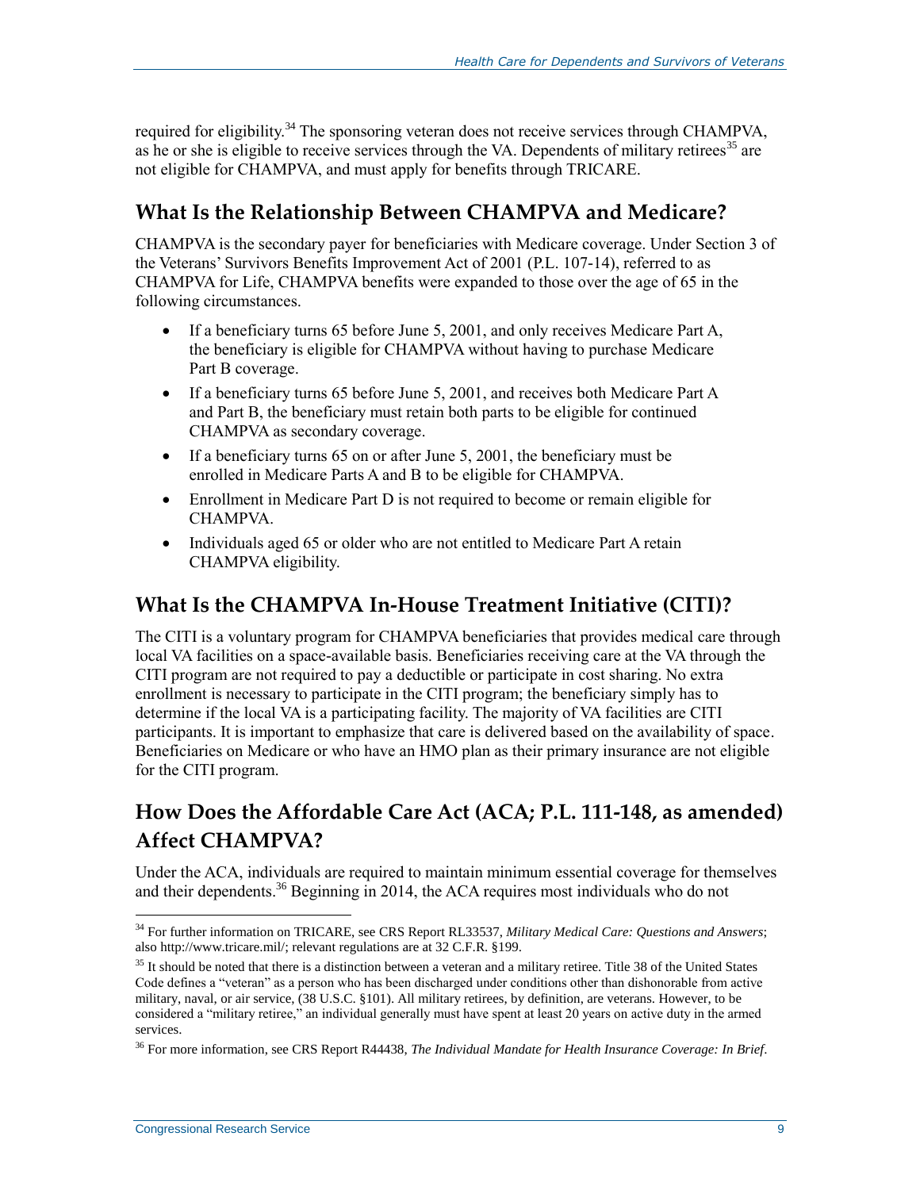required for eligibility.[34] The sponsoring veteran does not receive services through CHAMPVA, as he or she is eligible to receive services through the VA. Dependents of military retirees[35] are not eligible for CHAMPVA, and must apply for benefits through TRICARE.

## What Is the Relationship Between CHAMPVA and Medicare?

CHAMPVA is the secondary payer for beneficiaries with Medicare coverage. Under Section 3 of the Veterans' Survivors Benefits Improvement Act of 2001 (P.L. 107-14), referred to as CHAMPVA for Life, CHAMPVA benefits were expanded to those over the age of 65 in the following circumstances.

- If a beneficiary turns 65 before June 5, 2001, and only receives Medicare Part A, the beneficiary is eligible for CHAMPVA without having to purchase Medicare Part B coverage.
- If a beneficiary turns 65 before June 5, 2001, and receives both Medicare Part A and Part B, the beneficiary must retain both parts to be eligible for continued CHAMPVA as secondary coverage.
- If a beneficiary turns 65 on or after June 5, 2001, the beneficiary must be enrolled in Medicare Parts A and B to be eligible for CHAMPVA.
- Enrollment in Medicare Part D is not required to become or remain eligible for CHAMPVA.
- Individuals aged 65 or older who are not entitled to Medicare Part A retain CHAMPVA eligibility.

## What Is the CHAMPVA In-House Treatment Initiative (CITI)?

The CITI is a voluntary program for CHAMPVA beneficiaries that provides medical care through local VA facilities on a space-available basis. Beneficiaries receiving care at the VA through the CITI program are not required to pay a deductible or participate in cost sharing. No extra enrollment is necessary to participate in the CITI program; the beneficiary simply has to determine if the local VA is a participating facility. The majority of VA facilities are CITI participants. It is important to emphasize that care is delivered based on the availability of space. Beneficiaries on Medicare or who have an HMO plan as their primary insurance are not eligible for the CITI program.

## How Does the Affordable Care Act (ACA; P.L. 111-148, as amended) Affect CHAMPVA?

Under the ACA, individuals are required to maintain minimum essential coverage for themselves and their dependents.[36] Beginning in 2014, the ACA requires most individuals who do not

---

[34] For further information on TRICARE, see CRS Report RL33537, *Military Medical Care: Questions and Answers*; also http://www.tricare.mil/; relevant regulations are at 32 C.F.R. §199.

[35] It should be noted that there is a distinction between a veteran and a military retiree. Title 38 of the United States Code defines a "veteran" as a person who has been discharged under conditions other than dishonorable from active military, naval, or air service, (38 U.S.C. §101). All military retirees, by definition, are veterans. However, to be considered a "military retiree," an individual generally must have spent at least 20 years on active duty in the armed services.

[36] For more information, see CRS Report R44438, *The Individual Mandate for Health Insurance Coverage: In Brief*.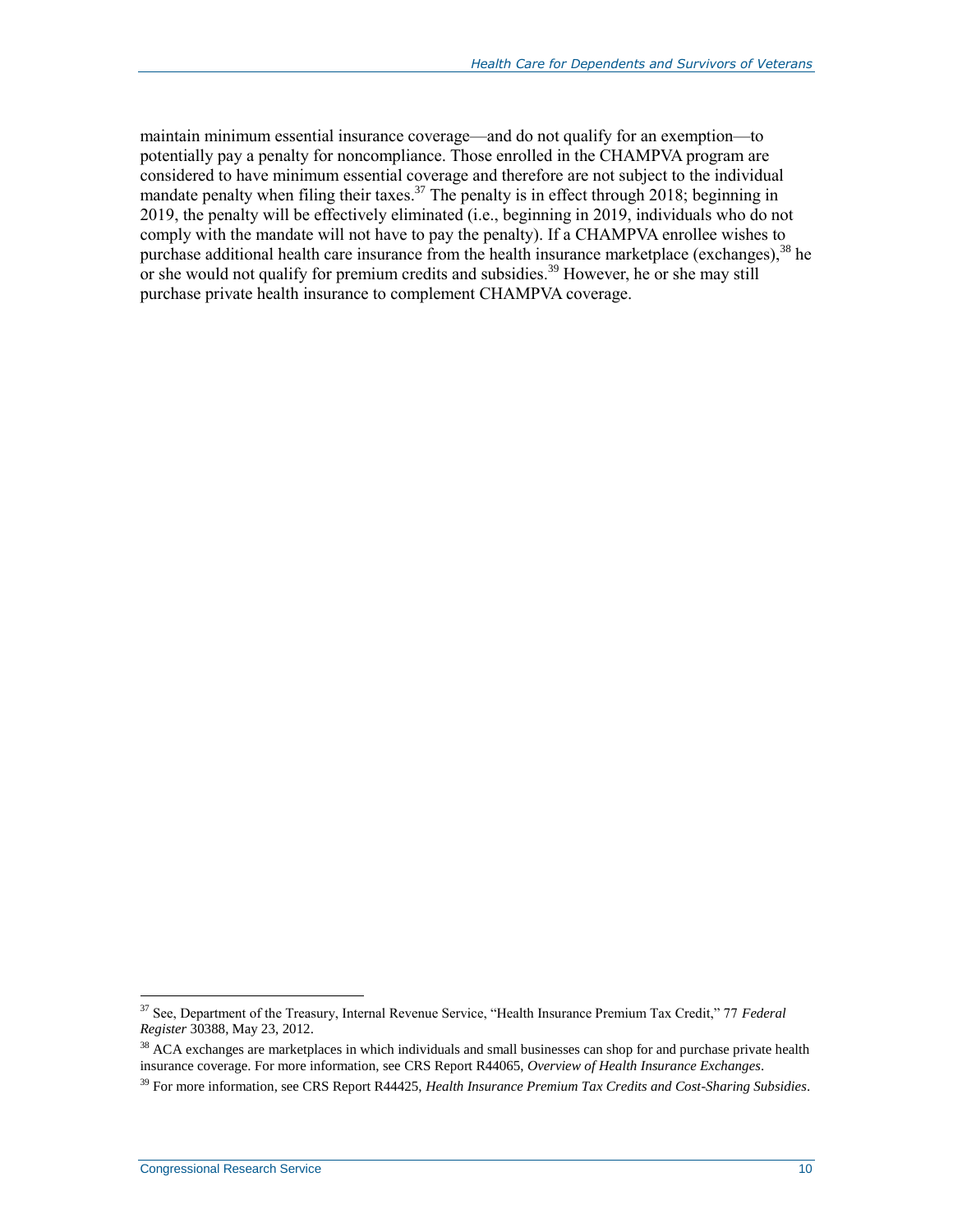maintain minimum essential insurance coverage—and do not qualify for an exemption—to potentially pay a penalty for noncompliance. Those enrolled in the CHAMPVA program are considered to have minimum essential coverage and therefore are not subject to the individual mandate penalty when filing their taxes.[37] The penalty is in effect through 2018; beginning in 2019, the penalty will be effectively eliminated (i.e., beginning in 2019, individuals who do not comply with the mandate will not have to pay the penalty). If a CHAMPVA enrollee wishes to purchase additional health care insurance from the health insurance marketplace (exchanges),[38] he or she would not qualify for premium credits and subsidies.[39] However, he or she may still purchase private health insurance to complement CHAMPVA coverage.

---

[37] See, Department of the Treasury, Internal Revenue Service, "Health Insurance Premium Tax Credit," 77 *Federal Register* 30388, May 23, 2012.

[38] ACA exchanges are marketplaces in which individuals and small businesses can shop for and purchase private health insurance coverage. For more information, see CRS Report R44065, *Overview of Health Insurance Exchanges*.

[39] For more information, see CRS Report R44425, *Health Insurance Premium Tax Credits and Cost-Sharing Subsidies*.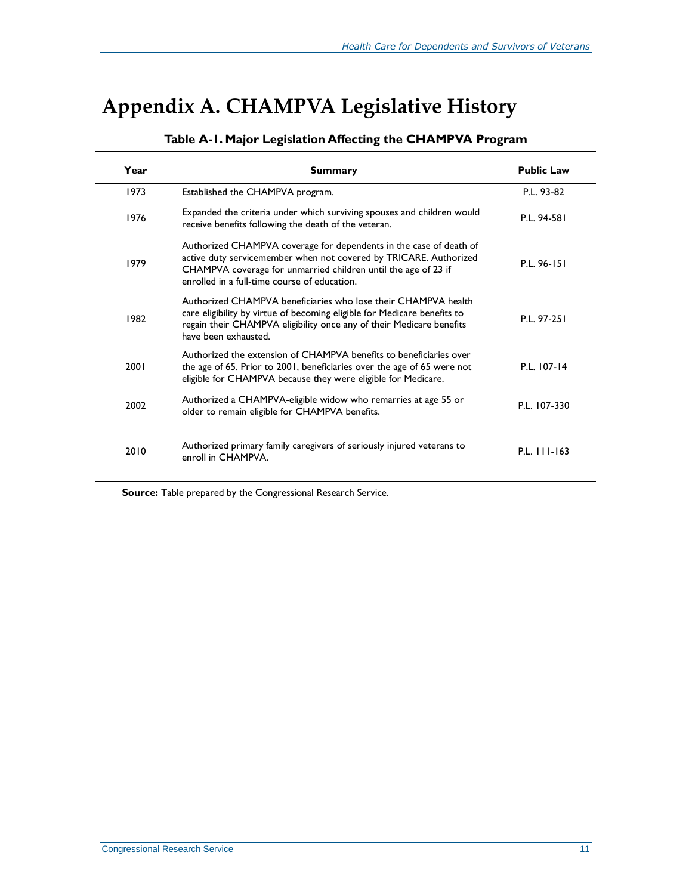# Appendix A. CHAMPVA Legislative History

**Table A-1. Major Legislation Affecting the CHAMPVA Program**

| Year | Summary | Public Law |
| --- | --- | --- |
| 1973 | Established the CHAMPVA program. | P.L. 93-82 |
| 1976 | Expanded the criteria under which surviving spouses and children would receive benefits following the death of the veteran. | P.L. 94-581 |
| 1979 | Authorized CHAMPVA coverage for dependents in the case of death of active duty servicemember when not covered by TRICARE. Authorized CHAMPVA coverage for unmarried children until the age of 23 if enrolled in a full-time course of education. | P.L. 96-151 |
| 1982 | Authorized CHAMPVA beneficiaries who lose their CHAMPVA health care eligibility by virtue of becoming eligible for Medicare benefits to regain their CHAMPVA eligibility once any of their Medicare benefits have been exhausted. | P.L. 97-251 |
| 2001 | Authorized the extension of CHAMPVA benefits to beneficiaries over the age of 65. Prior to 2001, beneficiaries over the age of 65 were not eligible for CHAMPVA because they were eligible for Medicare. | P.L. 107-14 |
| 2002 | Authorized a CHAMPVA-eligible widow who remarries at age 55 or older to remain eligible for CHAMPVA benefits. | P.L. 107-330 |
| 2010 | Authorized primary family caregivers of seriously injured veterans to enroll in CHAMPVA. | P.L. 111-163 |

**Source:** Table prepared by the Congressional Research Service.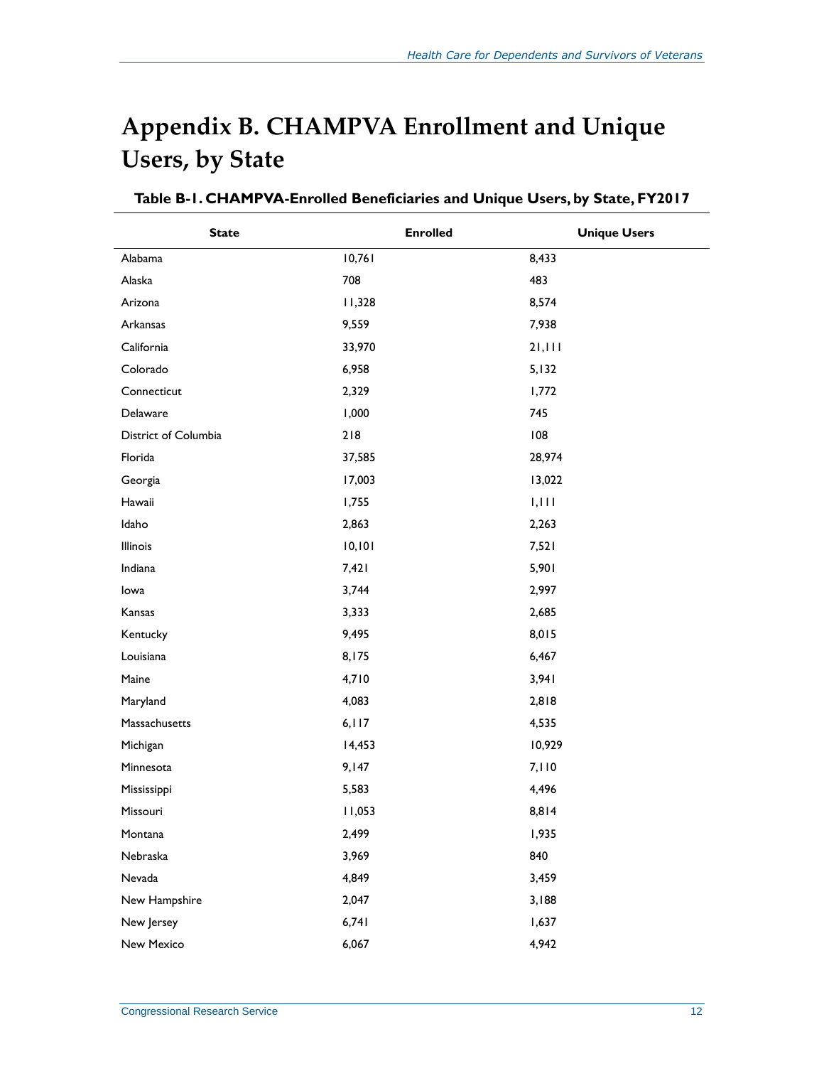# Appendix B. CHAMPVA Enrollment and Unique Users, by State

**Table B-1. CHAMPVA-Enrolled Beneficiaries and Unique Users, by State, FY2017**

| State | Enrolled | Unique Users |
|---|---|---|
| Alabama | 10,761 | 8,433 |
| Alaska | 708 | 483 |
| Arizona | 11,328 | 8,574 |
| Arkansas | 9,559 | 7,938 |
| California | 33,970 | 21,111 |
| Colorado | 6,958 | 5,132 |
| Connecticut | 2,329 | 1,772 |
| Delaware | 1,000 | 745 |
| District of Columbia | 218 | 108 |
| Florida | 37,585 | 28,974 |
| Georgia | 17,003 | 13,022 |
| Hawaii | 1,755 | 1,111 |
| Idaho | 2,863 | 2,263 |
| Illinois | 10,101 | 7,521 |
| Indiana | 7,421 | 5,901 |
| Iowa | 3,744 | 2,997 |
| Kansas | 3,333 | 2,685 |
| Kentucky | 9,495 | 8,015 |
| Louisiana | 8,175 | 6,467 |
| Maine | 4,710 | 3,941 |
| Maryland | 4,083 | 2,818 |
| Massachusetts | 6,117 | 4,535 |
| Michigan | 14,453 | 10,929 |
| Minnesota | 9,147 | 7,110 |
| Mississippi | 5,583 | 4,496 |
| Missouri | 11,053 | 8,814 |
| Montana | 2,499 | 1,935 |
| Nebraska | 3,969 | 840 |
| Nevada | 4,849 | 3,459 |
| New Hampshire | 2,047 | 3,188 |
| New Jersey | 6,741 | 1,637 |
| New Mexico | 6,067 | 4,942 |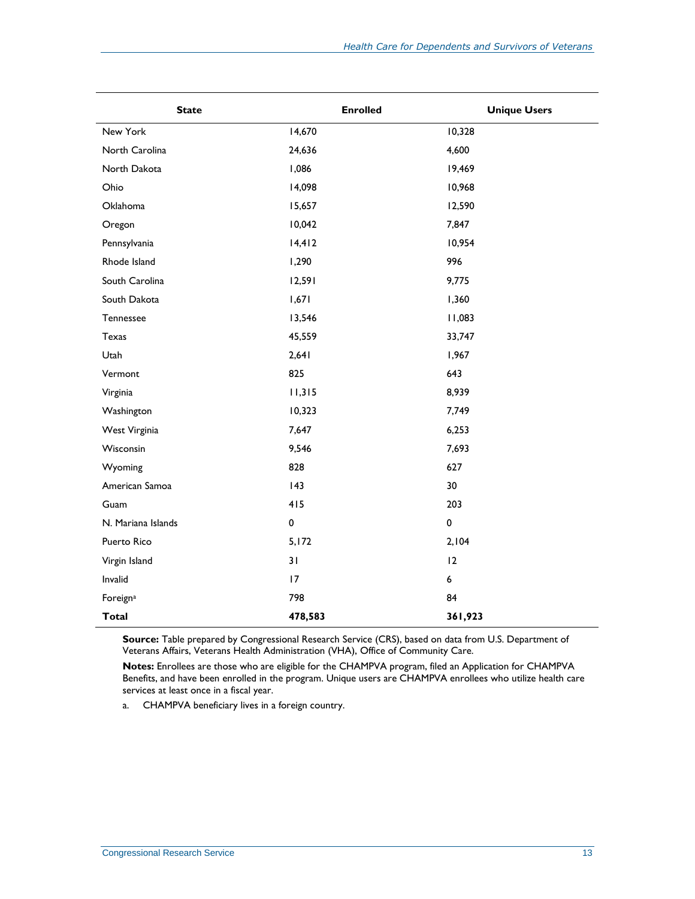| State | Enrolled | Unique Users |
|---|---|---|
| New York | 14,670 | 10,328 |
| North Carolina | 24,636 | 4,600 |
| North Dakota | 1,086 | 19,469 |
| Ohio | 14,098 | 10,968 |
| Oklahoma | 15,657 | 12,590 |
| Oregon | 10,042 | 7,847 |
| Pennsylvania | 14,412 | 10,954 |
| Rhode Island | 1,290 | 996 |
| South Carolina | 12,591 | 9,775 |
| South Dakota | 1,671 | 1,360 |
| Tennessee | 13,546 | 11,083 |
| Texas | 45,559 | 33,747 |
| Utah | 2,641 | 1,967 |
| Vermont | 825 | 643 |
| Virginia | 11,315 | 8,939 |
| Washington | 10,323 | 7,749 |
| West Virginia | 7,647 | 6,253 |
| Wisconsin | 9,546 | 7,693 |
| Wyoming | 828 | 627 |
| American Samoa | 143 | 30 |
| Guam | 415 | 203 |
| N. Mariana Islands | 0 | 0 |
| Puerto Rico | 5,172 | 2,104 |
| Virgin Island | 31 | 12 |
| Invalid | 17 | 6 |
| Foreign[a] | 798 | 84 |
| **Total** | **478,583** | **361,923** |

**Source:** Table prepared by Congressional Research Service (CRS), based on data from U.S. Department of Veterans Affairs, Veterans Health Administration (VHA), Office of Community Care.

**Notes:** Enrollees are those who are eligible for the CHAMPVA program, filed an Application for CHAMPVA Benefits, and have been enrolled in the program. Unique users are CHAMPVA enrollees who utilize health care services at least once in a fiscal year.

a. CHAMPVA beneficiary lives in a foreign country.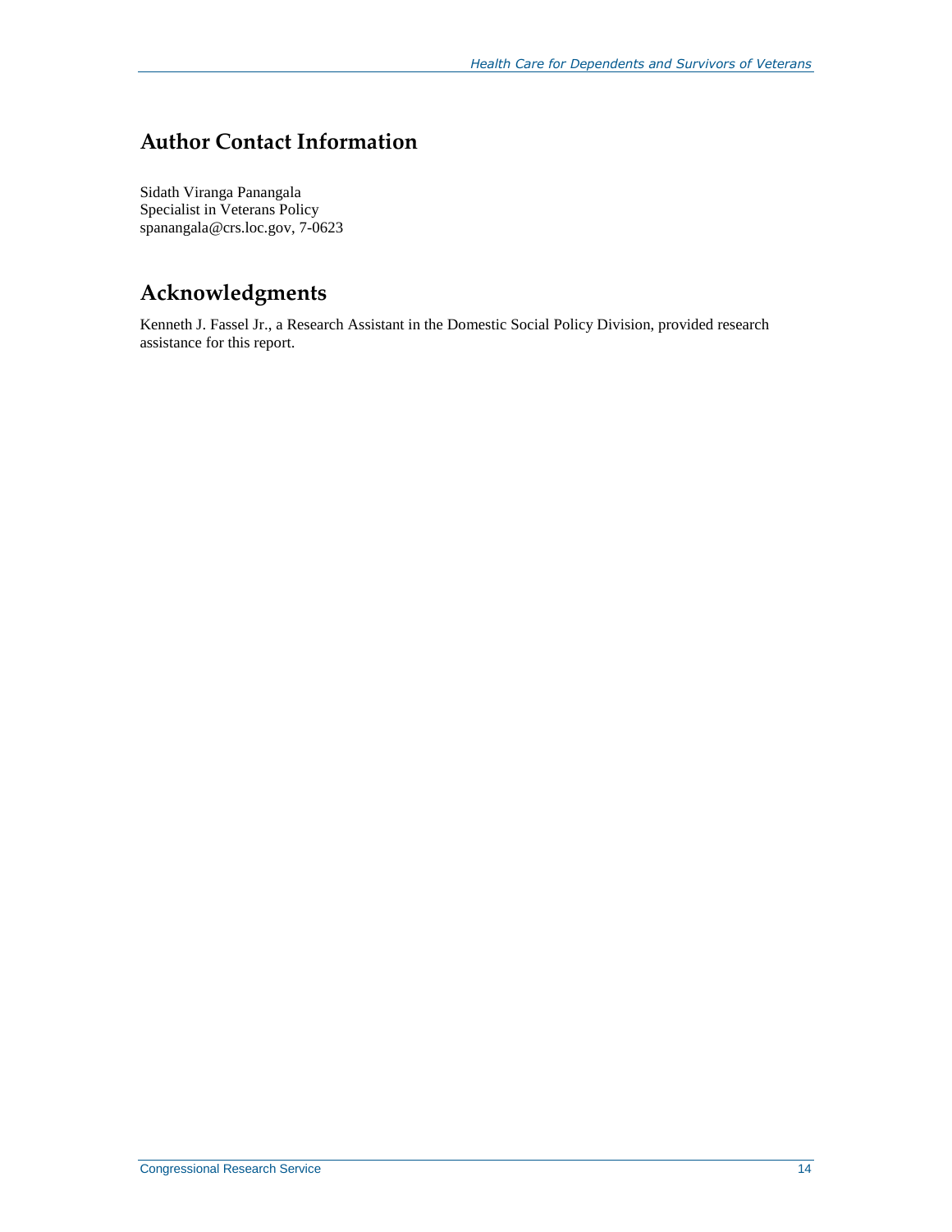## Author Contact Information

Sidath Viranga Panangala
Specialist in Veterans Policy
spanangala@crs.loc.gov, 7-0623

## Acknowledgments

Kenneth J. Fassel Jr., a Research Assistant in the Domestic Social Policy Division, provided research assistance for this report.